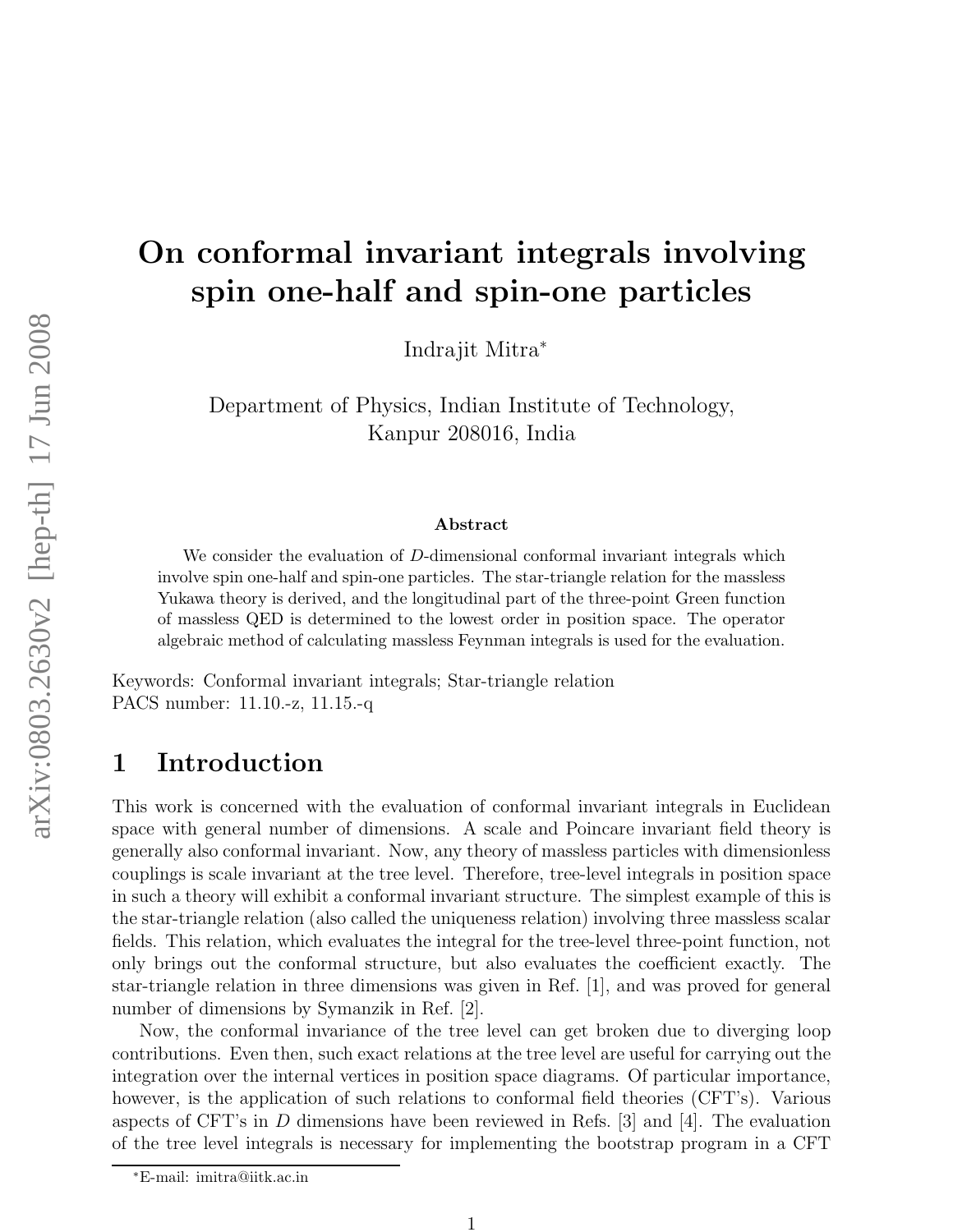# On conformal invariant integrals involving spin one-half and spin-one particles

Indrajit Mitra*

Department of Physics, Indian Institute of Technology,
Kanpur 208016, India

### Abstract

We consider the evaluation of $D$-dimensional conformal invariant integrals which involve spin one-half and spin-one particles. The star-triangle relation for the massless Yukawa theory is derived, and the longitudinal part of the three-point Green function of massless QED is determined to the lowest order in position space. The operator algebraic method of calculating massless Feynman integrals is used for the evaluation.

Keywords: Conformal invariant integrals; Star-triangle relation
PACS number: 11.10.-z, 11.15.-q

## 1 Introduction

This work is concerned with the evaluation of conformal invariant integrals in Euclidean space with general number of dimensions. A scale and Poincare invariant field theory is generally also conformal invariant. Now, any theory of massless particles with dimensionless couplings is scale invariant at the tree level. Therefore, tree-level integrals in position space in such a theory will exhibit a conformal invariant structure. The simplest example of this is the star-triangle relation (also called the uniqueness relation) involving three massless scalar fields. This relation, which evaluates the integral for the tree-level three-point function, not only brings out the conformal structure, but also evaluates the coefficient exactly. The star-triangle relation in three dimensions was given in Ref. [1], and was proved for general number of dimensions by Symanzik in Ref. [2].

Now, the conformal invariance of the tree level can get broken due to diverging loop contributions. Even then, such exact relations at the tree level are useful for carrying out the integration over the internal vertices in position space diagrams. Of particular importance, however, is the application of such relations to conformal field theories (CFT's). Various aspects of CFT's in $D$ dimensions have been reviewed in Refs. [3] and [4]. The evaluation of the tree level integrals is necessary for implementing the bootstrap program in a CFT

*E-mail: imitra@iitk.ac.in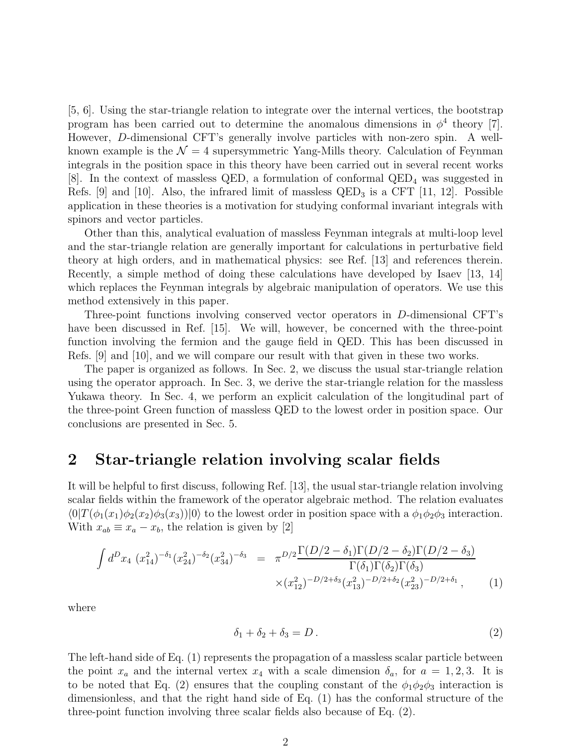[5, 6]. Using the star-triangle relation to integrate over the internal vertices, the bootstrap program has been carried out to determine the anomalous dimensions in $\phi^4$ theory [7]. However, $D$-dimensional CFT's generally involve particles with non-zero spin. A well-known example is the $\mathcal{N} = 4$ supersymmetric Yang-Mills theory. Calculation of Feynman integrals in the position space in this theory have been carried out in several recent works [8]. In the context of massless QED, a formulation of conformal $\mathrm{QED}_4$ was suggested in Refs. [9] and [10]. Also, the infrared limit of massless $\mathrm{QED}_3$ is a CFT [11, 12]. Possible application in these theories is a motivation for studying conformal invariant integrals with spinors and vector particles.

Other than this, analytical evaluation of massless Feynman integrals at multi-loop level and the star-triangle relation are generally important for calculations in perturbative field theory at high orders, and in mathematical physics: see Ref. [13] and references therein. Recently, a simple method of doing these calculations have developed by Isaev [13, 14] which replaces the Feynman integrals by algebraic manipulation of operators. We use this method extensively in this paper.

Three-point functions involving conserved vector operators in $D$-dimensional CFT's have been discussed in Ref. [15]. We will, however, be concerned with the three-point function involving the fermion and the gauge field in QED. This has been discussed in Refs. [9] and [10], and we will compare our result with that given in these two works.

The paper is organized as follows. In Sec. 2, we discuss the usual star-triangle relation using the operator approach. In Sec. 3, we derive the star-triangle relation for the massless Yukawa theory. In Sec. 4, we perform an explicit calculation of the longitudinal part of the three-point Green function of massless QED to the lowest order in position space. Our conclusions are presented in Sec. 5.

## 2 Star-triangle relation involving scalar fields

It will be helpful to first discuss, following Ref. [13], the usual star-triangle relation involving scalar fields within the framework of the operator algebraic method. The relation evaluates $\langle 0|T(\phi_1(x_1)\phi_2(x_2)\phi_3(x_3))|0\rangle$ to the lowest order in position space with a $\phi_1\phi_2\phi_3$ interaction. With $x_{ab} \equiv x_a - x_b$, the relation is given by [2]

$$\int d^D x_4 \, (x_{14}^2)^{-\delta_1}(x_{24}^2)^{-\delta_2}(x_{34}^2)^{-\delta_3} = \pi^{D/2}\frac{\Gamma(D/2-\delta_1)\Gamma(D/2-\delta_2)\Gamma(D/2-\delta_3)}{\Gamma(\delta_1)\Gamma(\delta_2)\Gamma(\delta_3)} \times (x_{12}^2)^{-D/2+\delta_3}(x_{13}^2)^{-D/2+\delta_2}(x_{23}^2)^{-D/2+\delta_1}\,, \tag{1}$$

where

$$\delta_1 + \delta_2 + \delta_3 = D\,. \tag{2}$$

The left-hand side of Eq. (1) represents the propagation of a massless scalar particle between the point $x_a$ and the internal vertex $x_4$ with a scale dimension $\delta_a$, for $a = 1, 2, 3$. It is to be noted that Eq. (2) ensures that the coupling constant of the $\phi_1\phi_2\phi_3$ interaction is dimensionless, and that the right hand side of Eq. (1) has the conformal structure of the three-point function involving three scalar fields also because of Eq. (2).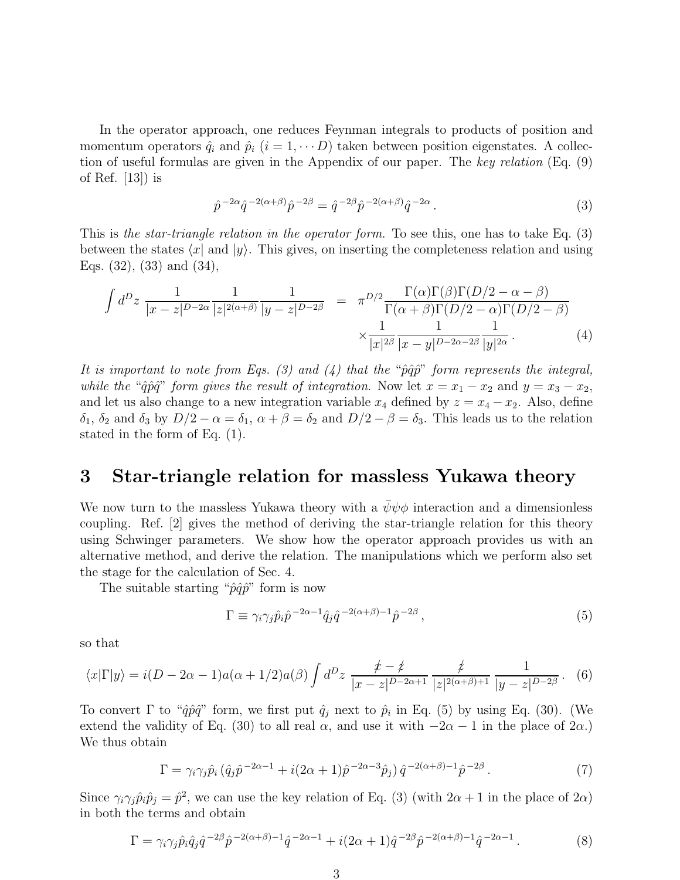In the operator approach, one reduces Feynman integrals to products of position and momentum operators $\hat{q}_i$ and $\hat{p}_i$ ($i = 1, \cdots D$) taken between position eigenstates. A collection of useful formulas are given in the Appendix of our paper. The *key relation* (Eq. (9) of Ref. [13]) is

$$\hat{p}^{-2\alpha}\hat{q}^{-2(\alpha+\beta)}\hat{p}^{-2\beta} = \hat{q}^{-2\beta}\hat{p}^{-2(\alpha+\beta)}\hat{q}^{-2\alpha}\,. \tag{3}$$

This is *the star-triangle relation in the operator form*. To see this, one has to take Eq. (3) between the states $\langle x|$ and $|y\rangle$. This gives, on inserting the completeness relation and using Eqs. (32), (33) and (34),

$$\begin{aligned}\int d^Dz\,\frac{1}{|x-z|^{D-2\alpha}}\frac{1}{|z|^{2(\alpha+\beta)}}\frac{1}{|y-z|^{D-2\beta}} &= \pi^{D/2}\frac{\Gamma(\alpha)\Gamma(\beta)\Gamma(D/2-\alpha-\beta)}{\Gamma(\alpha+\beta)\Gamma(D/2-\alpha)\Gamma(D/2-\beta)} \\ &\quad\times\frac{1}{|x|^{2\beta}}\frac{1}{|x-y|^{D-2\alpha-2\beta}}\frac{1}{|y|^{2\alpha}}\,. \end{aligned}\tag{4}$$

*It is important to note from Eqs. (3) and (4) that the "$\hat{p}\hat{q}\hat{p}$" form represents the integral, while the "$\hat{q}\hat{p}\hat{q}$" form gives the result of integration.* Now let $x = x_1 - x_2$ and $y = x_3 - x_2$, and let us also change to a new integration variable $x_4$ defined by $z = x_4 - x_2$. Also, define $\delta_1$, $\delta_2$ and $\delta_3$ by $D/2 - \alpha = \delta_1$, $\alpha + \beta = \delta_2$ and $D/2 - \beta = \delta_3$. This leads us to the relation stated in the form of Eq. (1).

## 3 Star-triangle relation for massless Yukawa theory

We now turn to the massless Yukawa theory with a $\bar{\psi}\psi\phi$ interaction and a dimensionless coupling. Ref. [2] gives the method of deriving the star-triangle relation for this theory using Schwinger parameters. We show how the operator approach provides us with an alternative method, and derive the relation. The manipulations which we perform also set the stage for the calculation of Sec. 4.

The suitable starting "$\hat{p}\hat{q}\hat{p}$" form is now

$$\Gamma \equiv \gamma_i\gamma_j\hat{p}_i\hat{p}^{-2\alpha-1}\hat{q}_j\hat{q}^{-2(\alpha+\beta)-1}\hat{p}^{-2\beta}\,, \tag{5}$$

so that

$$\langle x|\Gamma|y\rangle = i(D-2\alpha-1)a(\alpha+1/2)a(\beta)\int d^Dz\,\frac{\not{x}-\not{z}}{|x-z|^{D-2\alpha+1}}\,\frac{\not{z}}{|z|^{2(\alpha+\beta)+1}}\,\frac{1}{|y-z|^{D-2\beta}}\,. \tag{6}$$

To convert $\Gamma$ to "$\hat{q}\hat{p}\hat{q}$" form, we first put $\hat{q}_j$ next to $\hat{p}_i$ in Eq. (5) by using Eq. (30). (We extend the validity of Eq. (30) to all real $\alpha$, and use it with $-2\alpha-1$ in the place of $2\alpha$.) We thus obtain

$$\Gamma = \gamma_i\gamma_j\hat{p}_i\left(\hat{q}_j\hat{p}^{-2\alpha-1} + i(2\alpha+1)\hat{p}^{-2\alpha-3}\hat{p}_j\right)\hat{q}^{-2(\alpha+\beta)-1}\hat{p}^{-2\beta}\,. \tag{7}$$

Since $\gamma_i\gamma_j\hat{p}_i\hat{p}_j = \hat{p}^2$, we can use the key relation of Eq. (3) (with $2\alpha+1$ in the place of $2\alpha$) in both the terms and obtain

$$\Gamma = \gamma_i\gamma_j\hat{p}_i\hat{q}_j\hat{q}^{-2\beta}\hat{p}^{-2(\alpha+\beta)-1}\hat{q}^{-2\alpha-1} + i(2\alpha+1)\hat{q}^{-2\beta}\hat{p}^{-2(\alpha+\beta)-1}\hat{q}^{-2\alpha-1}\,. \tag{8}$$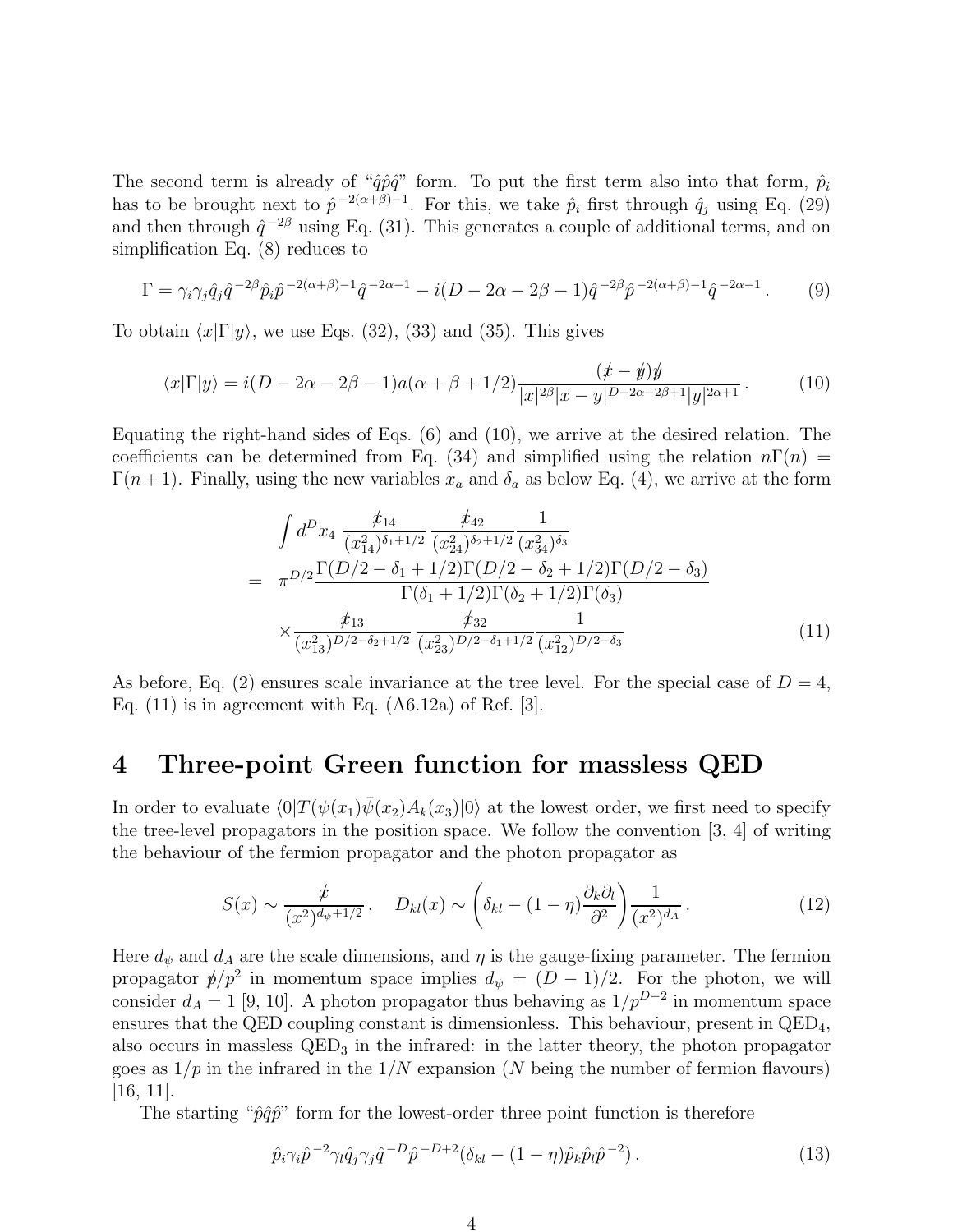The second term is already of "$\hat{q}\hat{p}\hat{q}$" form. To put the first term also into that form, $\hat{p}_i$ has to be brought next to $\hat{p}^{\,-2(\alpha+\beta)-1}$. For this, we take $\hat{p}_i$ first through $\hat{q}_j$ using Eq. (29) and then through $\hat{q}^{\,-2\beta}$ using Eq. (31). This generates a couple of additional terms, and on simplification Eq. (8) reduces to

$$\Gamma = \gamma_i\gamma_j\hat{q}_j\hat{q}^{\,-2\beta}\hat{p}_i\hat{p}^{\,-2(\alpha+\beta)-1}\hat{q}^{\,-2\alpha-1} - i(D-2\alpha-2\beta-1)\hat{q}^{\,-2\beta}\hat{p}^{\,-2(\alpha+\beta)-1}\hat{q}^{\,-2\alpha-1}\,. \tag{9}$$

To obtain $\langle x|\Gamma|y\rangle$, we use Eqs. (32), (33) and (35). This gives

$$\langle x|\Gamma|y\rangle = i(D-2\alpha-2\beta-1)a(\alpha+\beta+1/2)\frac{(\not{x}-\not{y})\not{y}}{|x|^{2\beta}|x-y|^{D-2\alpha-2\beta+1}|y|^{2\alpha+1}}\,. \tag{10}$$

Equating the right-hand sides of Eqs. (6) and (10), we arrive at the desired relation. The coefficients can be determined from Eq. (34) and simplified using the relation $n\Gamma(n) = \Gamma(n+1)$. Finally, using the new variables $x_a$ and $\delta_a$ as below Eq. (4), we arrive at the form

$$\begin{aligned}
&\int d^D x_4\ \frac{\not{x}_{14}}{(x_{14}^2)^{\delta_1+1/2}}\,\frac{\not{x}_{42}}{(x_{24}^2)^{\delta_2+1/2}}\frac{1}{(x_{34}^2)^{\delta_3}} \\
=\ & \pi^{D/2}\frac{\Gamma(D/2-\delta_1+1/2)\Gamma(D/2-\delta_2+1/2)\Gamma(D/2-\delta_3)}{\Gamma(\delta_1+1/2)\Gamma(\delta_2+1/2)\Gamma(\delta_3)} \\
&\times\frac{\not{x}_{13}}{(x_{13}^2)^{D/2-\delta_2+1/2}}\,\frac{\not{x}_{32}}{(x_{23}^2)^{D/2-\delta_1+1/2}}\frac{1}{(x_{12}^2)^{D/2-\delta_3}}
\end{aligned} \tag{11}$$

As before, Eq. (2) ensures scale invariance at the tree level. For the special case of $D=4$, Eq. (11) is in agreement with Eq. (A6.12a) of Ref. [3].

# 4 Three-point Green function for massless QED

In order to evaluate $\langle 0|T(\psi(x_1)\bar{\psi}(x_2)A_k(x_3)|0\rangle$ at the lowest order, we first need to specify the tree-level propagators in the position space. We follow the convention [3, 4] of writing the behaviour of the fermion propagator and the photon propagator as

$$S(x) \sim \frac{\not{x}}{(x^2)^{d_\psi+1/2}}\,, \quad D_{kl}(x) \sim \left(\delta_{kl} - (1-\eta)\frac{\partial_k\partial_l}{\partial^2}\right)\frac{1}{(x^2)^{d_A}}\,. \tag{12}$$

Here $d_\psi$ and $d_A$ are the scale dimensions, and $\eta$ is the gauge-fixing parameter. The fermion propagator $\not{p}/p^2$ in momentum space implies $d_\psi = (D-1)/2$. For the photon, we will consider $d_A = 1$ [9, 10]. A photon propagator thus behaving as $1/p^{D-2}$ in momentum space ensures that the QED coupling constant is dimensionless. This behaviour, present in QED$_4$, also occurs in massless QED$_3$ in the infrared: in the latter theory, the photon propagator goes as $1/p$ in the infrared in the $1/N$ expansion ($N$ being the number of fermion flavours) [16, 11].

The starting "$\hat{p}\hat{q}\hat{p}$" form for the lowest-order three point function is therefore

$$\hat{p}_i\gamma_i\hat{p}^{\,-2}\gamma_l\hat{q}_j\gamma_j\hat{q}^{\,-D}\hat{p}^{\,-D+2}(\delta_{kl} - (1-\eta)\hat{p}_k\hat{p}_l\hat{p}^{\,-2})\,. \tag{13}$$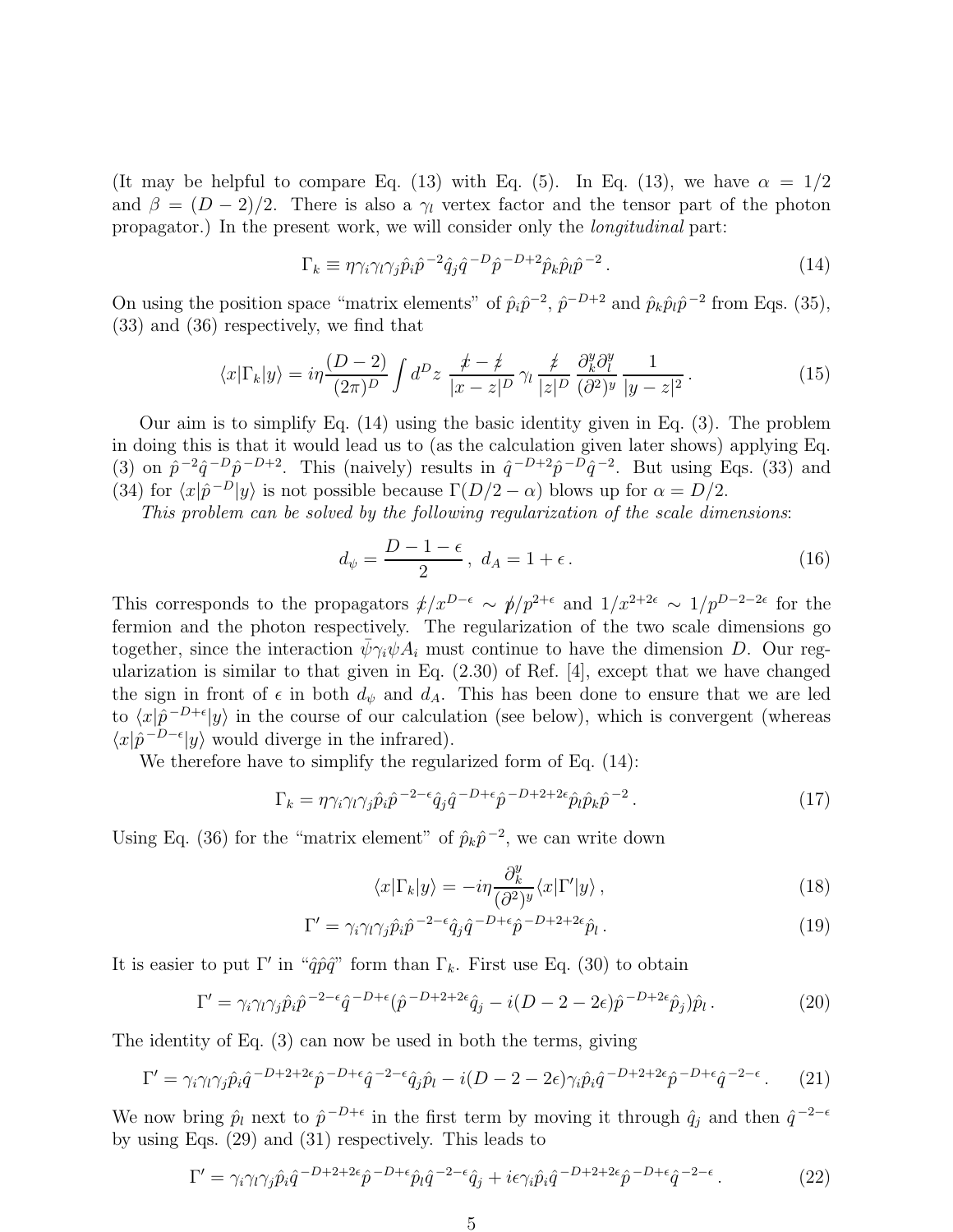(It may be helpful to compare Eq. (13) with Eq. (5). In Eq. (13), we have $\alpha = 1/2$ and $\beta = (D-2)/2$. There is also a $\gamma_l$ vertex factor and the tensor part of the photon propagator.) In the present work, we will consider only the *longitudinal* part:

$$\Gamma_k \equiv \eta \gamma_i \gamma_l \gamma_j \hat{p}_i \hat{p}^{-2} \hat{q}_j \hat{q}^{-D} \hat{p}^{-D+2} \hat{p}_k \hat{p}_l \hat{p}^{-2} \,. \tag{14}$$

On using the position space "matrix elements" of $\hat{p}_i \hat{p}^{-2}$, $\hat{p}^{-D+2}$ and $\hat{p}_k \hat{p}_l \hat{p}^{-2}$ from Eqs. (35), (33) and (36) respectively, we find that

$$\langle x|\Gamma_k|y\rangle = i\eta \frac{(D-2)}{(2\pi)^D} \int d^D z \; \frac{\not{x} - \not{z}}{|x-z|^D} \, \gamma_l \, \frac{\not{z}}{|z|^D} \, \frac{\partial_k^y \partial_l^y}{(\partial^2)^y} \frac{1}{|y-z|^2} \,. \tag{15}$$

Our aim is to simplify Eq. (14) using the basic identity given in Eq. (3). The problem in doing this is that it would lead us to (as the calculation given later shows) applying Eq. (3) on $\hat{p}^{-2} \hat{q}^{-D} \hat{p}^{-D+2}$. This (naively) results in $\hat{q}^{-D+2} \hat{p}^{-D} \hat{q}^{-2}$. But using Eqs. (33) and (34) for $\langle x|\hat{p}^{-D}|y\rangle$ is not possible because $\Gamma(D/2-\alpha)$ blows up for $\alpha = D/2$.

*This problem can be solved by the following regularization of the scale dimensions*:

$$d_\psi = \frac{D-1-\epsilon}{2} \,, \; d_A = 1 + \epsilon \,. \tag{16}$$

This corresponds to the propagators $\not{x}/x^{D-\epsilon} \sim \not{p}/p^{2+\epsilon}$ and $1/x^{2+2\epsilon} \sim 1/p^{D-2-2\epsilon}$ for the fermion and the photon respectively. The regularization of the two scale dimensions go together, since the interaction $\bar{\psi}\gamma_i \psi A_i$ must continue to have the dimension $D$. Our regularization is similar to that given in Eq. (2.30) of Ref. [4], except that we have changed the sign in front of $\epsilon$ in both $d_\psi$ and $d_A$. This has been done to ensure that we are led to $\langle x|\hat{p}^{-D+\epsilon}|y\rangle$ in the course of our calculation (see below), which is convergent (whereas $\langle x|\hat{p}^{-D-\epsilon}|y\rangle$ would diverge in the infrared).

We therefore have to simplify the regularized form of Eq. (14):

$$\Gamma_k = \eta \gamma_i \gamma_l \gamma_j \hat{p}_i \hat{p}^{-2-\epsilon} \hat{q}_j \hat{q}^{-D+\epsilon} \hat{p}^{-D+2+2\epsilon} \hat{p}_l \hat{p}_k \hat{p}^{-2} \,. \tag{17}$$

Using Eq. (36) for the "matrix element" of $\hat{p}_k \hat{p}^{-2}$, we can write down

$$\langle x|\Gamma_k|y\rangle = -i\eta \frac{\partial_k^y}{(\partial^2)^y} \langle x|\Gamma'|y\rangle \,, \tag{18}$$

$$\Gamma' = \gamma_i \gamma_l \gamma_j \hat{p}_i \hat{p}^{-2-\epsilon} \hat{q}_j \hat{q}^{-D+\epsilon} \hat{p}^{-D+2+2\epsilon} \hat{p}_l \,. \tag{19}$$

It is easier to put $\Gamma'$ in "$\hat{q}\hat{p}\hat{q}$" form than $\Gamma_k$. First use Eq. (30) to obtain

$$\Gamma' = \gamma_i \gamma_l \gamma_j \hat{p}_i \hat{p}^{-2-\epsilon} \hat{q}^{-D+\epsilon} (\hat{p}^{-D+2+2\epsilon} \hat{q}_j - i(D-2-2\epsilon) \hat{p}^{-D+2\epsilon} \hat{p}_j) \hat{p}_l \,. \tag{20}$$

The identity of Eq. (3) can now be used in both the terms, giving

$$\Gamma' = \gamma_i \gamma_l \gamma_j \hat{p}_i \hat{q}^{-D+2+2\epsilon} \hat{p}^{-D+\epsilon} \hat{q}^{-2-\epsilon} \hat{q}_j \hat{p}_l - i(D-2-2\epsilon) \gamma_i \hat{p}_i \hat{q}^{-D+2+2\epsilon} \hat{p}^{-D+\epsilon} \hat{q}^{-2-\epsilon} \,. \tag{21}$$

We now bring $\hat{p}_l$ next to $\hat{p}^{-D+\epsilon}$ in the first term by moving it through $\hat{q}_j$ and then $\hat{q}^{-2-\epsilon}$ by using Eqs. (29) and (31) respectively. This leads to

$$\Gamma' = \gamma_i \gamma_l \gamma_j \hat{p}_i \hat{q}^{-D+2+2\epsilon} \hat{p}^{-D+\epsilon} \hat{p}_l \hat{q}^{-2-\epsilon} \hat{q}_j + i\epsilon \gamma_i \hat{p}_i \hat{q}^{-D+2+2\epsilon} \hat{p}^{-D+\epsilon} \hat{q}^{-2-\epsilon} \,. \tag{22}$$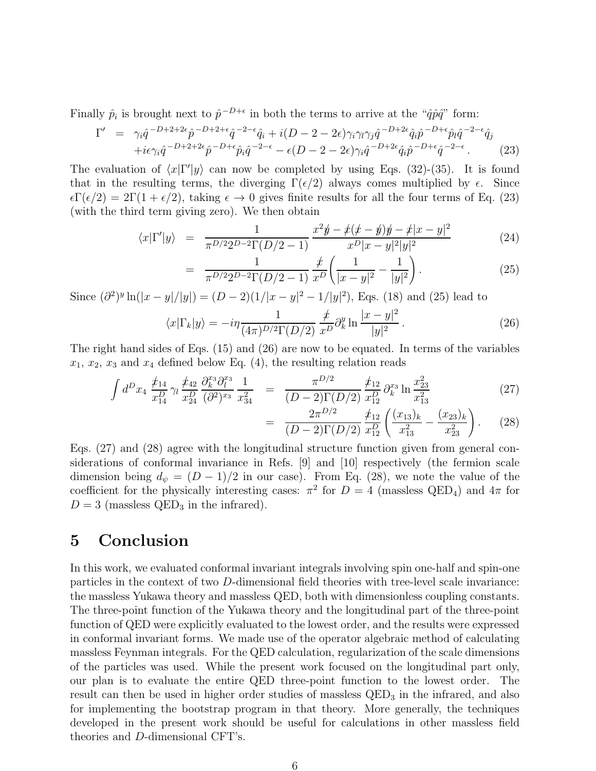Finally $\hat{p}_i$ is brought next to $\hat{p}^{-D+\epsilon}$ in both the terms to arrive at the "$\hat{q}\hat{p}\hat{q}$" form:

$$
\begin{aligned}
\Gamma' &= \gamma_i \hat{q}^{-D+2+2\epsilon}\hat{p}^{-D+2+\epsilon}\hat{q}^{-2-\epsilon}\hat{q}_i + i(D-2-2\epsilon)\gamma_i\gamma_l\gamma_j\hat{q}^{-D+2\epsilon}\hat{q}_i\hat{p}^{-D+\epsilon}\hat{p}_l\hat{q}^{-2-\epsilon}\hat{q}_j \\
&\quad + i\epsilon\gamma_i\hat{q}^{-D+2+2\epsilon}\hat{p}^{-D+\epsilon}\hat{p}_i\hat{q}^{-2-\epsilon} - \epsilon(D-2-2\epsilon)\gamma_i\hat{q}^{-D+2\epsilon}\hat{q}_i\hat{p}^{-D+\epsilon}\hat{q}^{-2-\epsilon}\,. \qquad (23)
\end{aligned}
$$

The evaluation of $\langle x|\Gamma'|y\rangle$ can now be completed by using Eqs. (32)-(35). It is found that in the resulting terms, the diverging $\Gamma(\epsilon/2)$ always comes multiplied by $\epsilon$. Since $\epsilon\Gamma(\epsilon/2) = 2\Gamma(1+\epsilon/2)$, taking $\epsilon \to 0$ gives finite results for all the four terms of Eq. (23) (with the third term giving zero). We then obtain

$$
\begin{aligned}
\langle x|\Gamma'|y\rangle &= \frac{1}{\pi^{D/2}2^{D-2}\Gamma(D/2-1)}\,\frac{x^2\not{y} - \not{x}(\not{x}-\not{y})\not{y} - \not{x}|x-y|^2}{x^D|x-y|^2|y|^2} \qquad (24)\\
&= \frac{1}{\pi^{D/2}2^{D-2}\Gamma(D/2-1)}\,\frac{\not{x}}{x^D}\left(\frac{1}{|x-y|^2} - \frac{1}{|y|^2}\right). \qquad (25)
\end{aligned}
$$

Since $(\partial^2)^y \ln(|x-y|/|y|) = (D-2)(1/|x-y|^2 - 1/|y|^2)$, Eqs. (18) and (25) lead to

$$
\langle x|\Gamma_k|y\rangle = -i\eta\frac{1}{(4\pi)^{D/2}\Gamma(D/2)}\,\frac{\not{x}}{x^D}\partial_k^y \ln\frac{|x-y|^2}{|y|^2}\,. \qquad (26)
$$

The right hand sides of Eqs. (15) and (26) are now to be equated. In terms of the variables $x_1$, $x_2$, $x_3$ and $x_4$ defined below Eq. (4), the resulting relation reads

$$
\begin{aligned}
\int d^Dx_4\,\frac{\not{x}_{14}}{x_{14}^D}\gamma_l\frac{\not{x}_{42}}{x_{24}^D}\frac{\partial_k^{x_3}\partial_l^{x_3}}{(\partial^2)^{x_3}}\frac{1}{x_{34}^2} &= \frac{\pi^{D/2}}{(D-2)\Gamma(D/2)}\,\frac{\not{x}_{12}}{x_{12}^D}\,\partial_k^{x_3}\ln\frac{x_{23}^2}{x_{13}^2} \qquad (27)\\
&= \frac{2\pi^{D/2}}{(D-2)\Gamma(D/2)}\,\frac{\not{x}_{12}}{x_{12}^D}\left(\frac{(x_{13})_k}{x_{13}^2} - \frac{(x_{23})_k}{x_{23}^2}\right). \qquad (28)
\end{aligned}
$$

Eqs. (27) and (28) agree with the longitudinal structure function given from general considerations of conformal invariance in Refs. [9] and [10] respectively (the fermion scale dimension being $d_\psi = (D-1)/2$ in our case). From Eq. (28), we note the value of the coefficient for the physically interesting cases: $\pi^2$ for $D=4$ (massless $\mathrm{QED}_4$) and $4\pi$ for $D=3$ (massless $\mathrm{QED}_3$ in the infrared).

# 5 Conclusion

In this work, we evaluated conformal invariant integrals involving spin one-half and spin-one particles in the context of two $D$-dimensional field theories with tree-level scale invariance: the massless Yukawa theory and massless QED, both with dimensionless coupling constants. The three-point function of the Yukawa theory and the longitudinal part of the three-point function of QED were explicitly evaluated to the lowest order, and the results were expressed in conformal invariant forms. We made use of the operator algebraic method of calculating massless Feynman integrals. For the QED calculation, regularization of the scale dimensions of the particles was used. While the present work focused on the longitudinal part only, our plan is to evaluate the entire QED three-point function to the lowest order. The result can then be used in higher order studies of massless $\mathrm{QED}_3$ in the infrared, and also for implementing the bootstrap program in that theory. More generally, the techniques developed in the present work should be useful for calculations in other massless field theories and $D$-dimensional CFT's.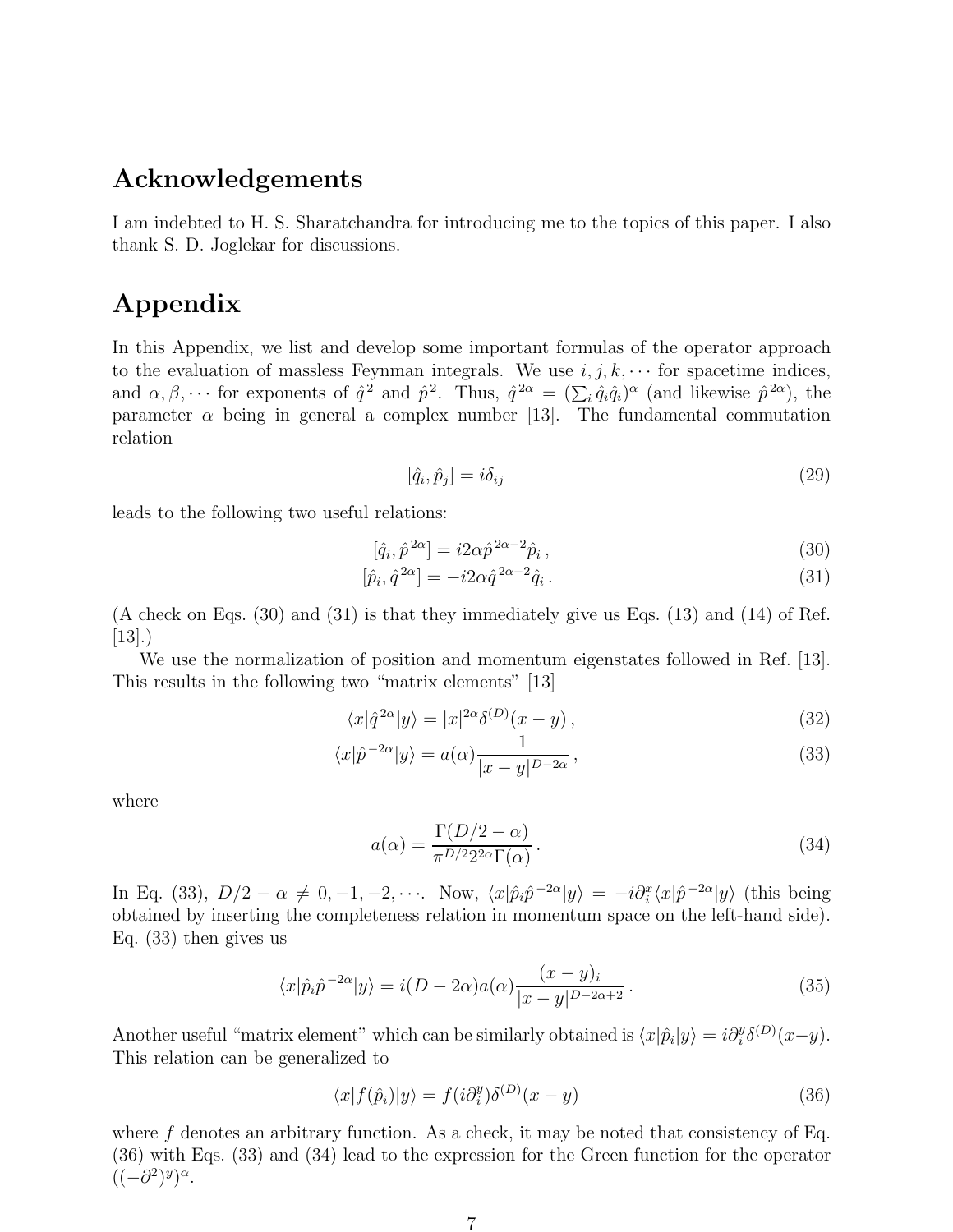## Acknowledgements

I am indebted to H. S. Sharatchandra for introducing me to the topics of this paper. I also thank S. D. Joglekar for discussions.

## Appendix

In this Appendix, we list and develop some important formulas of the operator approach to the evaluation of massless Feynman integrals. We use $i, j, k, \cdots$ for spacetime indices, and $\alpha, \beta, \cdots$ for exponents of $\hat{q}^2$ and $\hat{p}^2$. Thus, $\hat{q}^{2\alpha} = (\sum_i \hat{q}_i \hat{q}_i)^\alpha$ (and likewise $\hat{p}^{2\alpha}$), the parameter $\alpha$ being in general a complex number [13]. The fundamental commutation relation

$$[\hat{q}_i, \hat{p}_j] = i\delta_{ij} \tag{29}$$

leads to the following two useful relations:

$$[\hat{q}_i, \hat{p}^{2\alpha}] = i2\alpha \hat{p}^{2\alpha-2}\hat{p}_i \,, \tag{30}$$

$$[\hat{p}_i, \hat{q}^{2\alpha}] = -i2\alpha \hat{q}^{2\alpha-2}\hat{q}_i \,. \tag{31}$$

(A check on Eqs. (30) and (31) is that they immediately give us Eqs. (13) and (14) of Ref. [13].)

We use the normalization of position and momentum eigenstates followed in Ref. [13]. This results in the following two "matrix elements" [13]

$$\langle x|\hat{q}^{2\alpha}|y\rangle = |x|^{2\alpha}\delta^{(D)}(x-y) \,, \tag{32}$$

$$\langle x|\hat{p}^{-2\alpha}|y\rangle = a(\alpha)\frac{1}{|x-y|^{D-2\alpha}} \,, \tag{33}$$

where

$$a(\alpha) = \frac{\Gamma(D/2-\alpha)}{\pi^{D/2}2^{2\alpha}\Gamma(\alpha)} \,. \tag{34}$$

In Eq. (33), $D/2 - \alpha \neq 0, -1, -2, \cdots$. Now, $\langle x|\hat{p}_i\hat{p}^{-2\alpha}|y\rangle = -i\partial_i^x \langle x|\hat{p}^{-2\alpha}|y\rangle$ (this being obtained by inserting the completeness relation in momentum space on the left-hand side). Eq. (33) then gives us

$$\langle x|\hat{p}_i\hat{p}^{-2\alpha}|y\rangle = i(D-2\alpha)a(\alpha)\frac{(x-y)_i}{|x-y|^{D-2\alpha+2}} \,. \tag{35}$$

Another useful "matrix element" which can be similarly obtained is $\langle x|\hat{p}_i|y\rangle = i\partial_i^y \delta^{(D)}(x-y)$. This relation can be generalized to

$$\langle x|f(\hat{p}_i)|y\rangle = f(i\partial_i^y)\delta^{(D)}(x-y) \tag{36}$$

where $f$ denotes an arbitrary function. As a check, it may be noted that consistency of Eq. (36) with Eqs. (33) and (34) lead to the expression for the Green function for the operator $((-\partial^2)^y)^\alpha$.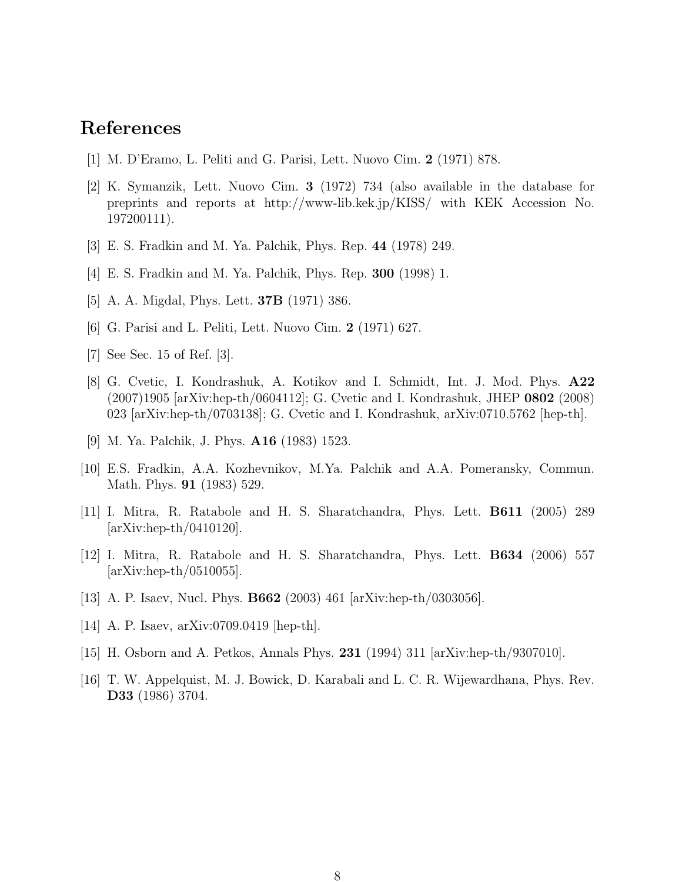## References

[1] M. D'Eramo, L. Peliti and G. Parisi, Lett. Nuovo Cim. **2** (1971) 878.

[2] K. Symanzik, Lett. Nuovo Cim. **3** (1972) 734 (also available in the database for preprints and reports at http://www-lib.kek.jp/KISS/ with KEK Accession No. 197200111).

[3] E. S. Fradkin and M. Ya. Palchik, Phys. Rep. **44** (1978) 249.

[4] E. S. Fradkin and M. Ya. Palchik, Phys. Rep. **300** (1998) 1.

[5] A. A. Migdal, Phys. Lett. **37B** (1971) 386.

[6] G. Parisi and L. Peliti, Lett. Nuovo Cim. **2** (1971) 627.

[7] See Sec. 15 of Ref. [3].

[8] G. Cvetic, I. Kondrashuk, A. Kotikov and I. Schmidt, Int. J. Mod. Phys. **A22** (2007)1905 [arXiv:hep-th/0604112]; G. Cvetic and I. Kondrashuk, JHEP **0802** (2008) 023 [arXiv:hep-th/0703138]; G. Cvetic and I. Kondrashuk, arXiv:0710.5762 [hep-th].

[9] M. Ya. Palchik, J. Phys. **A16** (1983) 1523.

[10] E.S. Fradkin, A.A. Kozhevnikov, M.Ya. Palchik and A.A. Pomeransky, Commun. Math. Phys. **91** (1983) 529.

[11] I. Mitra, R. Ratabole and H. S. Sharatchandra, Phys. Lett. **B611** (2005) 289 [arXiv:hep-th/0410120].

[12] I. Mitra, R. Ratabole and H. S. Sharatchandra, Phys. Lett. **B634** (2006) 557 [arXiv:hep-th/0510055].

[13] A. P. Isaev, Nucl. Phys. **B662** (2003) 461 [arXiv:hep-th/0303056].

[14] A. P. Isaev, arXiv:0709.0419 [hep-th].

[15] H. Osborn and A. Petkos, Annals Phys. **231** (1994) 311 [arXiv:hep-th/9307010].

[16] T. W. Appelquist, M. J. Bowick, D. Karabali and L. C. R. Wijewardhana, Phys. Rev. **D33** (1986) 3704.